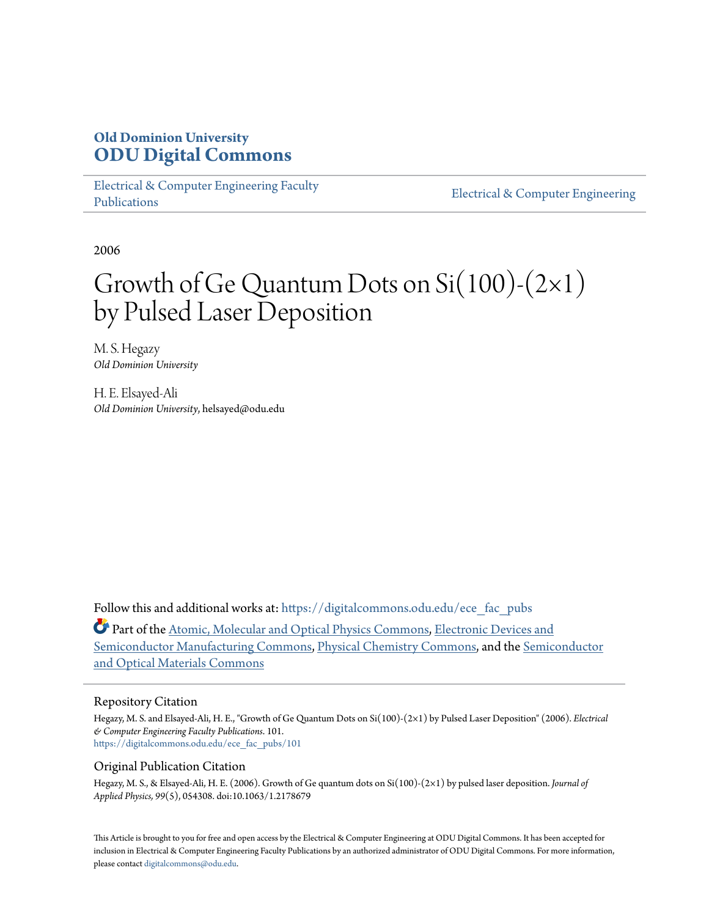**Old Dominion University**
**ODU Digital Commons**

Electrical & Computer Engineering Faculty Publications

Electrical & Computer Engineering

2006

# Growth of Ge Quantum Dots on Si(100)-(2×1) by Pulsed Laser Deposition

M. S. Hegazy
*Old Dominion University*

H. E. Elsayed-Ali
*Old Dominion University*, helsayed@odu.edu

Follow this and additional works at: https://digitalcommons.odu.edu/ece_fac_pubs

Part of the Atomic, Molecular and Optical Physics Commons, Electronic Devices and Semiconductor Manufacturing Commons, Physical Chemistry Commons, and the Semiconductor and Optical Materials Commons

## Repository Citation

Hegazy, M. S. and Elsayed-Ali, H. E., "Growth of Ge Quantum Dots on Si(100)-(2×1) by Pulsed Laser Deposition" (2006). *Electrical & Computer Engineering Faculty Publications*. 101.
https://digitalcommons.odu.edu/ece_fac_pubs/101

## Original Publication Citation

Hegazy, M. S., & Elsayed-Ali, H. E. (2006). Growth of Ge quantum dots on Si(100)-(2×1) by pulsed laser deposition. *Journal of Applied Physics, 99*(5), 054308. doi:10.1063/1.2178679

This Article is brought to you for free and open access by the Electrical & Computer Engineering at ODU Digital Commons. It has been accepted for inclusion in Electrical & Computer Engineering Faculty Publications by an authorized administrator of ODU Digital Commons. For more information, please contact digitalcommons@odu.edu.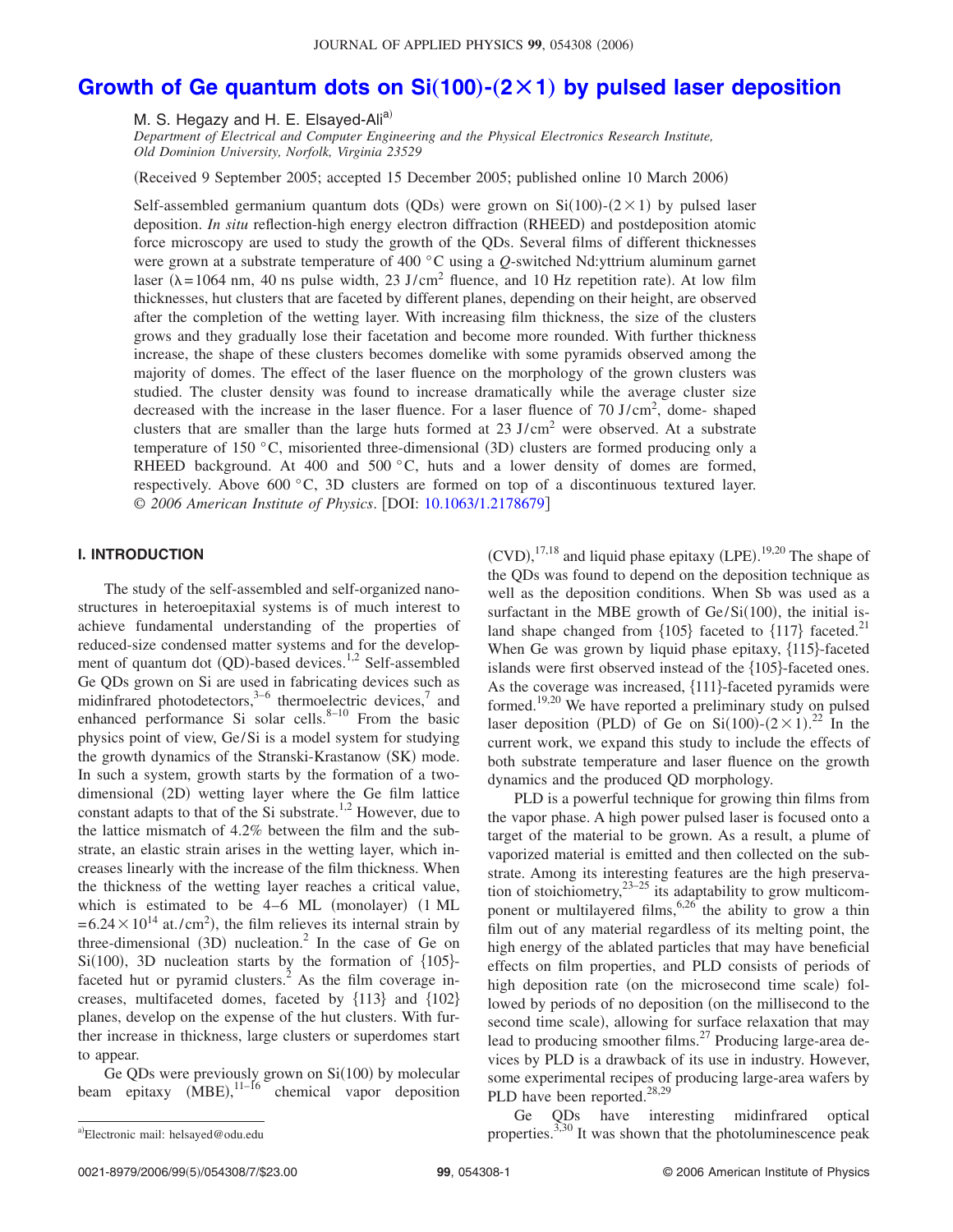# Growth of Ge quantum dots on Si(100)-(2×1) by pulsed laser deposition

M. S. Hegazy and H. E. Elsayed-Ali[a)]

*Department of Electrical and Computer Engineering and the Physical Electronics Research Institute, Old Dominion University, Norfolk, Virginia 23529*

(Received 9 September 2005; accepted 15 December 2005; published online 10 March 2006)

Self-assembled germanium quantum dots (QDs) were grown on Si(100)-(2×1) by pulsed laser deposition. *In situ* reflection-high energy electron diffraction (RHEED) and postdeposition atomic force microscopy are used to study the growth of the QDs. Several films of different thicknesses were grown at a substrate temperature of 400 °C using a *Q*-switched Nd:yttrium aluminum garnet laser ($\lambda = 1064$ nm, 40 ns pulse width, 23 J/cm$^2$ fluence, and 10 Hz repetition rate). At low film thicknesses, hut clusters that are faceted by different planes, depending on their height, are observed after the completion of the wetting layer. With increasing film thickness, the size of the clusters grows and they gradually lose their facetation and become more rounded. With further thickness increase, the shape of these clusters becomes domelike with some pyramids observed among the majority of domes. The effect of the laser fluence on the morphology of the grown clusters was studied. The cluster density was found to increase dramatically while the average cluster size decreased with the increase in the laser fluence. For a laser fluence of 70 J/cm$^2$, dome- shaped clusters that are smaller than the large huts formed at 23 J/cm$^2$ were observed. At a substrate temperature of 150 °C, misoriented three-dimensional (3D) clusters are formed producing only a RHEED background. At 400 and 500 °C, huts and a lower density of domes are formed, respectively. Above 600 °C, 3D clusters are formed on top of a discontinuous textured layer. © *2006 American Institute of Physics*. [DOI: 10.1063/1.2178679]

## I. INTRODUCTION

The study of the self-assembled and self-organized nanostructures in heteroepitaxial systems is of much interest to achieve fundamental understanding of the properties of reduced-size condensed matter systems and for the development of quantum dot (QD)-based devices.[1,2] Self-assembled Ge QDs grown on Si are used in fabricating devices such as midinfrared photodetectors,[3–6] thermoelectric devices,[7] and enhanced performance Si solar cells.[8–10] From the basic physics point of view, Ge/Si is a model system for studying the growth dynamics of the Stranski-Krastanow (SK) mode. In such a system, growth starts by the formation of a two-dimensional (2D) wetting layer where the Ge film lattice constant adapts to that of the Si substrate.[1,2] However, due to the lattice mismatch of 4.2% between the film and the substrate, an elastic strain arises in the wetting layer, which increases linearly with the increase of the film thickness. When the thickness of the wetting layer reaches a critical value, which is estimated to be 4–6 ML (monolayer) (1 ML $= 6.24 \times 10^{14}$ at./cm$^2$), the film relieves its internal strain by three-dimensional (3D) nucleation.[2] In the case of Ge on Si(100), 3D nucleation starts by the formation of {105}-faceted hut or pyramid clusters.[2] As the film coverage increases, multifaceted domes, faceted by {113} and {102} planes, develop on the expense of the hut clusters. With further increase in thickness, large clusters or superdomes start to appear.

Ge QDs were previously grown on Si(100) by molecular beam epitaxy (MBE),[11–16] chemical vapor deposition (CVD),[17,18] and liquid phase epitaxy (LPE).[19,20] The shape of the QDs was found to depend on the deposition technique as well as the deposition conditions. When Sb was used as a surfactant in the MBE growth of Ge/Si(100), the initial island shape changed from {105} faceted to {117} faceted.[21] When Ge was grown by liquid phase epitaxy, {115}-faceted islands were first observed instead of the {105}-faceted ones. As the coverage was increased, {111}-faceted pyramids were formed.[19,20] We have reported a preliminary study on pulsed laser deposition (PLD) of Ge on Si(100)-(2×1).[22] In the current work, we expand this study to include the effects of both substrate temperature and laser fluence on the growth dynamics and the produced QD morphology.

PLD is a powerful technique for growing thin films from the vapor phase. A high power pulsed laser is focused onto a target of the material to be grown. As a result, a plume of vaporized material is emitted and then collected on the substrate. Among its interesting features are the high preservation of stoichiometry,[23–25] its adaptability to grow multicomponent or multilayered films,[6,26] the ability to grow a thin film out of any material regardless of its melting point, the high energy of the ablated particles that may have beneficial effects on film properties, and PLD consists of periods of high deposition rate (on the microsecond time scale) followed by periods of no deposition (on the millisecond to the second time scale), allowing for surface relaxation that may lead to producing smoother films.[27] Producing large-area devices by PLD is a drawback of its use in industry. However, some experimental recipes of producing large-area wafers by PLD have been reported.[28,29]

Ge QDs have interesting midinfrared optical properties.[3,30] It was shown that the photoluminescence peak

[a)]Electronic mail: helsayed@odu.edu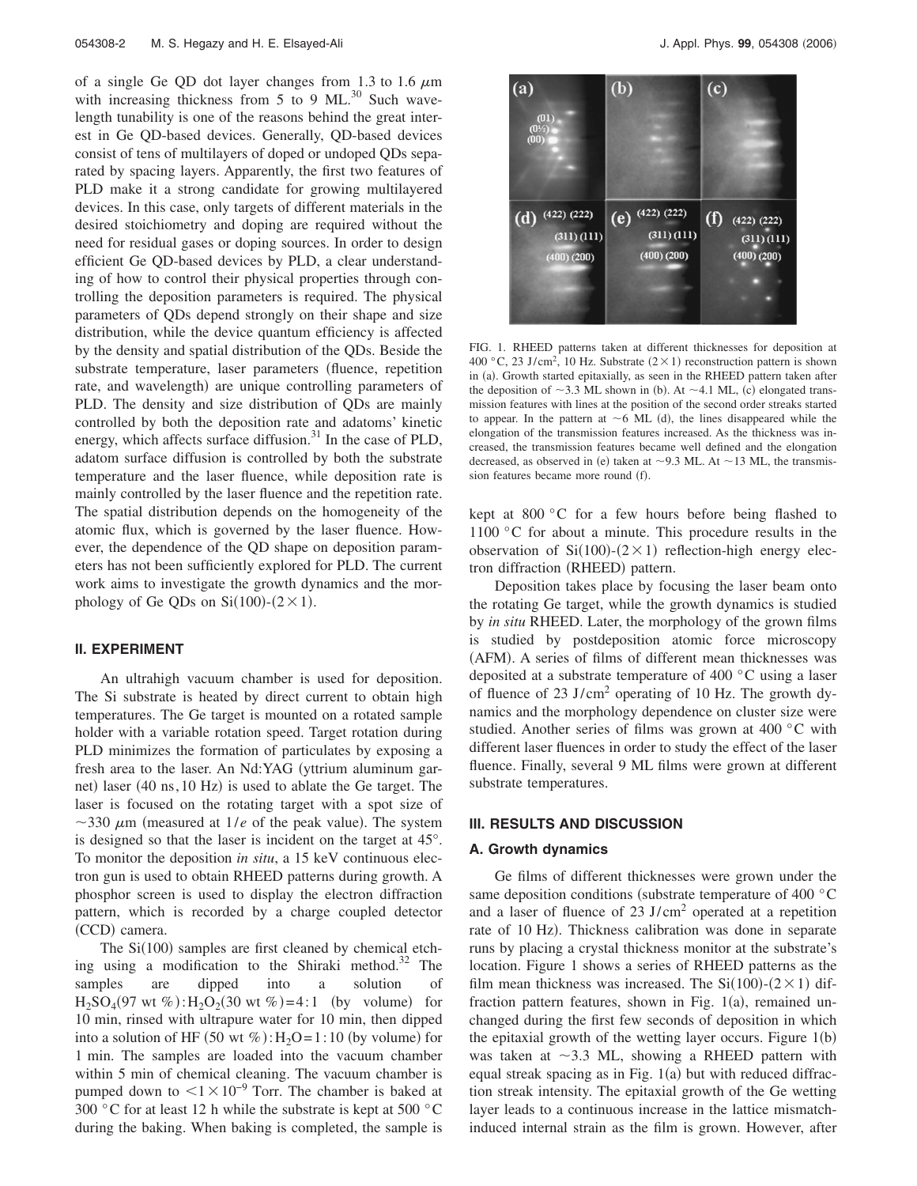of a single Ge QD dot layer changes from 1.3 to 1.6 $\mu$m with increasing thickness from 5 to 9 ML.[30] Such wavelength tunability is one of the reasons behind the great interest in Ge QD-based devices. Generally, QD-based devices consist of tens of multilayers of doped or undoped QDs separated by spacing layers. Apparently, the first two features of PLD make it a strong candidate for growing multilayered devices. In this case, only targets of different materials in the desired stoichiometry and doping are required without the need for residual gases or doping sources. In order to design efficient Ge QD-based devices by PLD, a clear understanding of how to control their physical properties through controlling the deposition parameters is required. The physical parameters of QDs depend strongly on their shape and size distribution, while the device quantum efficiency is affected by the density and spatial distribution of the QDs. Beside the substrate temperature, laser parameters (fluence, repetition rate, and wavelength) are unique controlling parameters of PLD. The density and size distribution of QDs are mainly controlled by both the deposition rate and adatoms' kinetic energy, which affects surface diffusion.[31] In the case of PLD, adatom surface diffusion is controlled by both the substrate temperature and the laser fluence, while deposition rate is mainly controlled by the laser fluence and the repetition rate. The spatial distribution depends on the homogeneity of the atomic flux, which is governed by the laser fluence. However, the dependence of the QD shape on deposition parameters has not been sufficiently explored for PLD. The current work aims to investigate the growth dynamics and the morphology of Ge QDs on Si(100)-(2×1).

## II. EXPERIMENT

An ultrahigh vacuum chamber is used for deposition. The Si substrate is heated by direct current to obtain high temperatures. The Ge target is mounted on a rotated sample holder with a variable rotation speed. Target rotation during PLD minimizes the formation of particulates by exposing a fresh area to the laser. An Nd:YAG (yttrium aluminum garnet) laser (40 ns, 10 Hz) is used to ablate the Ge target. The laser is focused on the rotating target with a spot size of ~330 $\mu$m (measured at $1/e$ of the peak value). The system is designed so that the laser is incident on the target at 45°. To monitor the deposition *in situ*, a 15 keV continuous electron gun is used to obtain RHEED patterns during growth. A phosphor screen is used to display the electron diffraction pattern, which is recorded by a charge coupled detector (CCD) camera.

The Si(100) samples are first cleaned by chemical etching using a modification to the Shiraki method.[32] The samples are dipped into a solution of $H_2SO_4$(97 wt %):$H_2O_2$(30 wt %)=4:1 (by volume) for 10 min, rinsed with ultrapure water for 10 min, then dipped into a solution of HF (50 wt %):$H_2O$=1:10 (by volume) for 1 min. The samples are loaded into the vacuum chamber within 5 min of chemical cleaning. The vacuum chamber is pumped down to $<1\times10^{-9}$ Torr. The chamber is baked at 300 °C for at least 12 h while the substrate is kept at 500 °C during the baking. When baking is completed, the sample is kept at 800 °C for a few hours before being flashed to 1100 °C for about a minute. This procedure results in the observation of Si(100)-(2×1) reflection-high energy electron diffraction (RHEED) pattern.

FIG. 1. RHEED patterns taken at different thicknesses for deposition at 400 °C, 23 J/cm$^2$, 10 Hz. Substrate (2×1) reconstruction pattern is shown in (a). Growth started epitaxially, as seen in the RHEED pattern taken after the deposition of ~3.3 ML shown in (b). At ~4.1 ML, (c) elongated transmission features with lines at the position of the second order streaks started to appear. In the pattern at ~6 ML (d), the lines disappeared while the elongation of the transmission features increased. As the thickness was increased, the transmission features became well defined and the elongation decreased, as observed in (e) taken at ~9.3 ML. At ~13 ML, the transmission features became more round (f).

Deposition takes place by focusing the laser beam onto the rotating Ge target, while the growth dynamics is studied by *in situ* RHEED. Later, the morphology of the grown films is studied by postdeposition atomic force microscopy (AFM). A series of films of different mean thicknesses was deposited at a substrate temperature of 400 °C using a laser of fluence of 23 J/cm$^2$ operating of 10 Hz. The growth dynamics and the morphology dependence on cluster size were studied. Another series of films was grown at 400 °C with different laser fluences in order to study the effect of the laser fluence. Finally, several 9 ML films were grown at different substrate temperatures.

## III. RESULTS AND DISCUSSION

### A. Growth dynamics

Ge films of different thicknesses were grown under the same deposition conditions (substrate temperature of 400 °C and a laser of fluence of 23 J/cm$^2$ operated at a repetition rate of 10 Hz). Thickness calibration was done in separate runs by placing a crystal thickness monitor at the substrate's location. Figure 1 shows a series of RHEED patterns as the film mean thickness was increased. The Si(100)-(2×1) diffraction pattern features, shown in Fig. 1(a), remained unchanged during the first few seconds of deposition in which the epitaxial growth of the wetting layer occurs. Figure 1(b) was taken at ~3.3 ML, showing a RHEED pattern with equal streak spacing as in Fig. 1(a) but with reduced diffraction streak intensity. The epitaxial growth of the Ge wetting layer leads to a continuous increase in the lattice mismatch-induced internal strain as the film is grown. However, after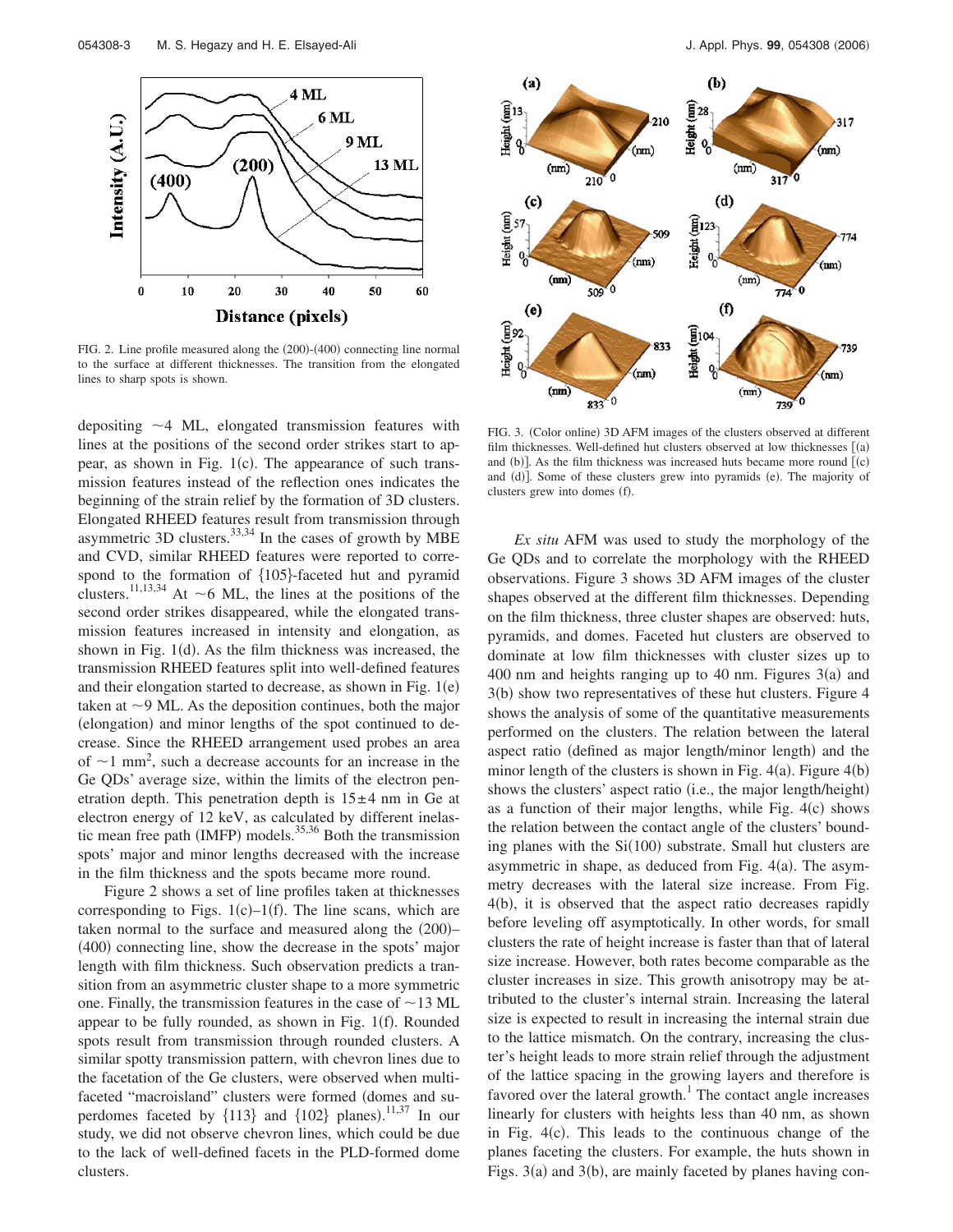FIG. 2. Line profile measured along the (200)-(400) connecting line normal to the surface at different thicknesses. The transition from the elongated lines to sharp spots is shown.

depositing ~4 ML, elongated transmission features with lines at the positions of the second order strikes start to appear, as shown in Fig. 1(c). The appearance of such transmission features instead of the reflection ones indicates the beginning of the strain relief by the formation of 3D clusters. Elongated RHEED features result from transmission through asymmetric 3D clusters.[33,34] In the cases of growth by MBE and CVD, similar RHEED features were reported to correspond to the formation of {105}-faceted hut and pyramid clusters.[11,13,34] At ~6 ML, the lines at the positions of the second order strikes disappeared, while the elongated transmission features increased in intensity and elongation, as shown in Fig. 1(d). As the film thickness was increased, the transmission RHEED features split into well-defined features and their elongation started to decrease, as shown in Fig. 1(e) taken at ~9 ML. As the deposition continues, both the major (elongation) and minor lengths of the spot continued to decrease. Since the RHEED arrangement used probes an area of ~1 mm$^2$, such a decrease accounts for an increase in the Ge QDs' average size, within the limits of the electron penetration depth. This penetration depth is 15±4 nm in Ge at electron energy of 12 keV, as calculated by different inelastic mean free path (IMFP) models.[35,36] Both the transmission spots' major and minor lengths decreased with the increase in the film thickness and the spots became more round.

Figure 2 shows a set of line profiles taken at thicknesses corresponding to Figs. 1(c)–1(f). The line scans, which are taken normal to the surface and measured along the (200)–(400) connecting line, show the decrease in the spots' major length with film thickness. Such observation predicts a transition from an asymmetric cluster shape to a more symmetric one. Finally, the transmission features in the case of ~13 ML appear to be fully rounded, as shown in Fig. 1(f). Rounded spots result from transmission through rounded clusters. A similar spotty transmission pattern, with chevron lines due to the facetation of the Ge clusters, were observed when multifaceted "macroisland" clusters were formed (domes and superdomes faceted by {113} and {102} planes).[11,37] In our study, we did not observe chevron lines, which could be due to the lack of well-defined facets in the PLD-formed dome clusters.

FIG. 3. (Color online) 3D AFM images of the clusters observed at different film thicknesses. Well-defined hut clusters observed at low thicknesses [(a) and (b)]. As the film thickness was increased huts became more round [(c) and (d)]. Some of these clusters grew into pyramids (e). The majority of clusters grew into domes (f).

*Ex situ* AFM was used to study the morphology of the Ge QDs and to correlate the morphology with the RHEED observations. Figure 3 shows 3D AFM images of the cluster shapes observed at the different film thicknesses. Depending on the film thickness, three cluster shapes are observed: huts, pyramids, and domes. Faceted hut clusters are observed to dominate at low film thicknesses with cluster sizes up to 400 nm and heights ranging up to 40 nm. Figures 3(a) and 3(b) show two representatives of these hut clusters. Figure 4 shows the analysis of some of the quantitative measurements performed on the clusters. The relation between the lateral aspect ratio (defined as major length/minor length) and the minor length of the clusters is shown in Fig. 4(a). Figure 4(b) shows the clusters' aspect ratio (i.e., the major length/height) as a function of their major lengths, while Fig. 4(c) shows the relation between the contact angle of the clusters' bounding planes with the Si(100) substrate. Small hut clusters are asymmetric in shape, as deduced from Fig. 4(a). The asymmetry decreases with the lateral size increase. From Fig. 4(b), it is observed that the aspect ratio decreases rapidly before leveling off asymptotically. In other words, for small clusters the rate of height increase is faster than that of lateral size increase. However, both rates become comparable as the cluster increases in size. This growth anisotropy may be attributed to the cluster's internal strain. Increasing the lateral size is expected to result in increasing the internal strain due to the lattice mismatch. On the contrary, increasing the cluster's height leads to more strain relief through the adjustment of the lattice spacing in the growing layers and therefore is favored over the lateral growth.[1] The contact angle increases linearly for clusters with heights less than 40 nm, as shown in Fig. 4(c). This leads to the continuous change of the planes faceting the clusters. For example, the huts shown in Figs. 3(a) and 3(b), are mainly faceted by planes having con-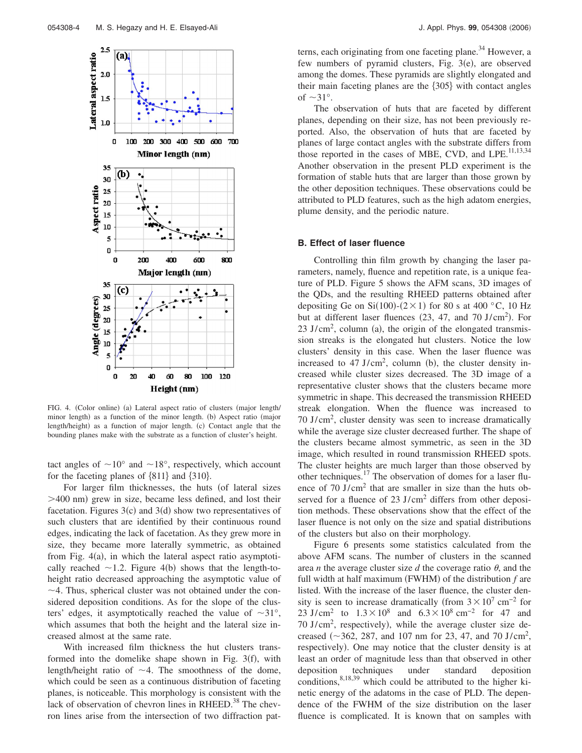FIG. 4. (Color online) (a) Lateral aspect ratio of clusters (major length/minor length) as a function of the minor length. (b) Aspect ratio (major length/height) as a function of major length. (c) Contact angle that the bounding planes make with the substrate as a function of cluster's height.

tact angles of ~10° and ~18°, respectively, which account for the faceting planes of {811} and {310}.

For larger film thicknesses, the huts (of lateral sizes >400 nm) grew in size, became less defined, and lost their facetation. Figures 3(c) and 3(d) show two representatives of such clusters that are identified by their continuous round edges, indicating the lack of facetation. As they grew more in size, they became more laterally symmetric, as obtained from Fig. 4(a), in which the lateral aspect ratio asymptotically reached ~1.2. Figure 4(b) shows that the length-to-height ratio decreased approaching the asymptotic value of ~4. Thus, spherical cluster was not obtained under the considered deposition conditions. As for the slope of the clusters' edges, it asymptotically reached the value of ~31°, which assumes that both the height and the lateral size increased almost at the same rate.

With increased film thickness the hut clusters transformed into the domelike shape shown in Fig. 3(f), with length/height ratio of ~4. The smoothness of the dome, which could be seen as a continuous distribution of faceting planes, is noticeable. This morphology is consistent with the lack of observation of chevron lines in RHEED.[38] The chevron lines arise from the intersection of two diffraction patterns, each originating from one faceting plane.[34] However, a few numbers of pyramid clusters, Fig. 3(e), are observed among the domes. These pyramids are slightly elongated and their main faceting planes are the {305} with contact angles of ~31°.

The observation of huts that are faceted by different planes, depending on their size, has not been previously reported. Also, the observation of huts that are faceted by planes of large contact angles with the substrate differs from those reported in the cases of MBE, CVD, and LPE.[11,13,34] Another observation in the present PLD experiment is the formation of stable huts that are larger than those grown by the other deposition techniques. These observations could be attributed to PLD features, such as the high adatom energies, plume density, and the periodic nature.

### B. Effect of laser fluence

Controlling thin film growth by changing the laser parameters, namely, fluence and repetition rate, is a unique feature of PLD. Figure 5 shows the AFM scans, 3D images of the QDs, and the resulting RHEED patterns obtained after depositing Ge on Si(100)-(2×1) for 80 s at 400 °C, 10 Hz but at different laser fluences (23, 47, and 70 J/cm$^2$). For 23 J/cm$^2$, column (a), the origin of the elongated transmission streaks is the elongated hut clusters. Notice the low clusters' density in this case. When the laser fluence was increased to 47 J/cm$^2$, column (b), the cluster density increased while cluster sizes decreased. The 3D image of a representative cluster shows that the clusters became more symmetric in shape. This decreased the transmission RHEED streak elongation. When the fluence was increased to 70 J/cm$^2$, cluster density was seen to increase dramatically while the average size cluster decreased further. The shape of the clusters became almost symmetric, as seen in the 3D image, which resulted in round transmission RHEED spots. The cluster heights are much larger than those observed by other techniques.[17] The observation of domes for a laser fluence of 70 J/cm$^2$ that are smaller in size than the huts observed for a fluence of 23 J/cm$^2$ differs from other deposition methods. These observations show that the effect of the laser fluence is not only on the size and spatial distributions of the clusters but also on their morphology.

Figure 6 presents some statistics calculated from the above AFM scans. The number of clusters in the scanned area $n$ the average cluster size $d$ the coverage ratio $\theta$, and the full width at half maximum (FWHM) of the distribution $f$ are listed. With the increase of the laser fluence, the cluster density is seen to increase dramatically (from $3\times10^7$ cm$^{-2}$ for 23 J/cm$^2$ to $1.3\times10^8$ and $6.3\times10^8$ cm$^{-2}$ for 47 and 70 J/cm$^2$, respectively), while the average cluster size decreased (~362, 287, and 107 nm for 23, 47, and 70 J/cm$^2$, respectively). One may notice that the cluster density is at least an order of magnitude less than that observed in other deposition techniques under standard deposition conditions,[8,18,39] which could be attributed to the higher kinetic energy of the adatoms in the case of PLD. The dependence of the FWHM of the size distribution on the laser fluence is complicated. It is known that on samples with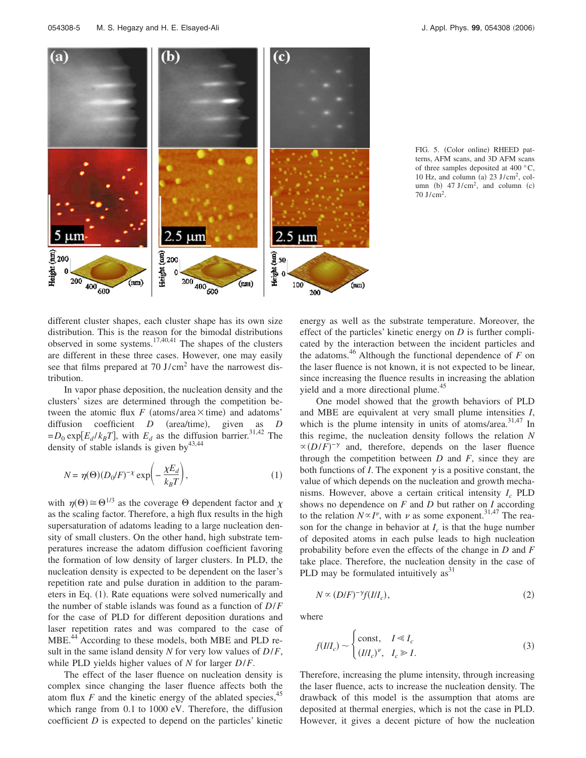FIG. 5. (Color online) RHEED patterns, AFM scans, and 3D AFM scans of three samples deposited at 400 °C, 10 Hz, and column (a) 23 J/cm$^2$, column (b) 47 J/cm$^2$, and column (c) 70 J/cm$^2$.

different cluster shapes, each cluster shape has its own size distribution. This is the reason for the bimodal distributions observed in some systems.[17,40,41] The shapes of the clusters are different in these three cases. However, one may easily see that films prepared at 70 J/cm$^2$ have the narrowest distribution.

In vapor phase deposition, the nucleation density and the clusters' sizes are determined through the competition between the atomic flux $F$ (atoms/area × time) and adatoms' diffusion coefficient $D$ (area/time), given as $D = D_0 \exp[E_d/k_BT]$, with $E_d$ as the diffusion barrier.[31,42] The density of stable islands is given by[43,44]

$$N = \eta(\Theta)(D_0/F)^{-\chi} \exp\left(-\frac{\chi E_d}{k_B T}\right), \tag{1}$$

with $\eta(\Theta) \cong \Theta^{1/3}$ as the coverage $\Theta$ dependent factor and $\chi$ as the scaling factor. Therefore, a high flux results in the high supersaturation of adatoms leading to a large nucleation density of small clusters. On the other hand, high substrate temperatures increase the adatom diffusion coefficient favoring the formation of low density of larger clusters. In PLD, the nucleation density is expected to be dependent on the laser's repetition rate and pulse duration in addition to the parameters in Eq. (1). Rate equations were solved numerically and the number of stable islands was found as a function of $D/F$ for the case of PLD for different deposition durations and laser repetition rates and was compared to the case of MBE.[44] According to these models, both MBE and PLD result in the same island density $N$ for very low values of $D/F$, while PLD yields higher values of $N$ for larger $D/F$.

The effect of the laser fluence on nucleation density is complex since changing the laser fluence affects both the atom flux $F$ and the kinetic energy of the ablated species,[45] which range from 0.1 to 1000 eV. Therefore, the diffusion coefficient $D$ is expected to depend on the particles' kinetic energy as well as the substrate temperature. Moreover, the effect of the particles' kinetic energy on $D$ is further complicated by the interaction between the incident particles and the adatoms.[46] Although the functional dependence of $F$ on the laser fluence is not known, it is not expected to be linear, since increasing the fluence results in increasing the ablation yield and a more directional plume.[45]

One model showed that the growth behaviors of PLD and MBE are equivalent at very small plume intensities $I$, which is the plume intensity in units of atoms/area.[31,47] In this regime, the nucleation density follows the relation $N \propto (D/F)^{-\gamma}$ and, therefore, depends on the laser fluence through the competition between $D$ and $F$, since they are both functions of $I$. The exponent $\gamma$ is a positive constant, the value of which depends on the nucleation and growth mechanisms. However, above a certain critical intensity $I_c$ PLD shows no dependence on $F$ and $D$ but rather on $I$ according to the relation $N \propto I^{\nu}$, with $\nu$ as some exponent.[31,47] The reason for the change in behavior at $I_c$ is that the huge number of deposited atoms in each pulse leads to high nucleation probability before even the effects of the change in $D$ and $F$ take place. Therefore, the nucleation density in the case of PLD may be formulated intuitively as[31]

$$N \propto (D/F)^{-\gamma} f(I/I_c), \tag{2}$$

where

$$f(I/I_c) \sim \begin{cases} \text{const}, & I \ll I_c \\ (I/I_c)^{\nu}, & I_c \gg I. \end{cases} \tag{3}$$

Therefore, increasing the plume intensity, through increasing the laser fluence, acts to increase the nucleation density. The drawback of this model is the assumption that atoms are deposited at thermal energies, which is not the case in PLD. However, it gives a decent picture of how the nucleation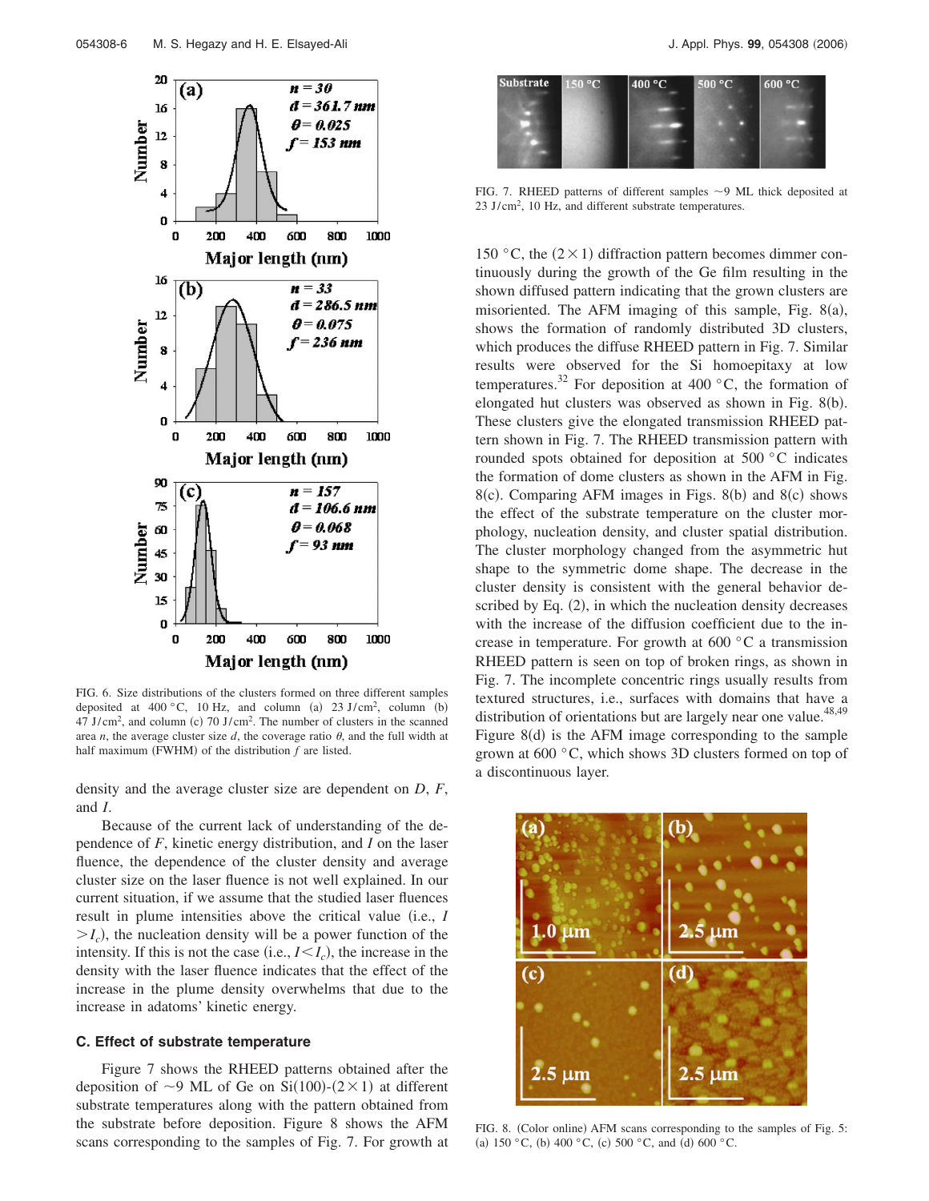FIG. 6. Size distributions of the clusters formed on three different samples deposited at 400 °C, 10 Hz, and column (a) 23 J/cm$^2$, column (b) 47 J/cm$^2$, and column (c) 70 J/cm$^2$. The number of clusters in the scanned area $n$, the average cluster size $d$, the coverage ratio $\theta$, and the full width at half maximum (FWHM) of the distribution $f$ are listed.

density and the average cluster size are dependent on $D$, $F$, and $I$.

Because of the current lack of understanding of the dependence of $F$, kinetic energy distribution, and $I$ on the laser fluence, the dependence of the cluster density and average cluster size on the laser fluence is not well explained. In our current situation, if we assume that the studied laser fluences result in plume intensities above the critical value (i.e., $I > I_c$), the nucleation density will be a power function of the intensity. If this is not the case (i.e., $I < I_c$), the increase in the density with the laser fluence indicates that the effect of the increase in the plume density overwhelms that due to the increase in adatoms' kinetic energy.

### C. Effect of substrate temperature

Figure 7 shows the RHEED patterns obtained after the deposition of ~9 ML of Ge on Si(100)-(2×1) at different substrate temperatures along with the pattern obtained from the substrate before deposition. Figure 8 shows the AFM scans corresponding to the samples of Fig. 7. For growth at 150 °C, the (2×1) diffraction pattern becomes dimmer continuously during the growth of the Ge film resulting in the shown diffused pattern indicating that the grown clusters are misoriented. The AFM imaging of this sample, Fig. 8(a), shows the formation of randomly distributed 3D clusters, which produces the diffuse RHEED pattern in Fig. 7. Similar results were observed for the Si homoepitaxy at low temperatures.[32] For deposition at 400 °C, the formation of elongated hut clusters was observed as shown in Fig. 8(b). These clusters give the elongated transmission RHEED pattern shown in Fig. 7. The RHEED transmission pattern with rounded spots obtained for deposition at 500 °C indicates the formation of dome clusters as shown in the AFM in Fig. 8(c). Comparing AFM images in Figs. 8(b) and 8(c) shows the effect of the substrate temperature on the cluster morphology, nucleation density, and cluster spatial distribution. The cluster morphology changed from the asymmetric hut shape to the symmetric dome shape. The decrease in the cluster density is consistent with the general behavior described by Eq. (2), in which the nucleation density decreases with the increase of the diffusion coefficient due to the increase in temperature. For growth at 600 °C a transmission RHEED pattern is seen on top of broken rings, as shown in Fig. 7. The incomplete concentric rings usually results from textured structures, i.e., surfaces with domains that have a distribution of orientations but are largely near one value.[48,49] Figure 8(d) is the AFM image corresponding to the sample grown at 600 °C, which shows 3D clusters formed on top of a discontinuous layer.

FIG. 7. RHEED patterns of different samples ~9 ML thick deposited at 23 J/cm$^2$, 10 Hz, and different substrate temperatures.

FIG. 8. (Color online) AFM scans corresponding to the samples of Fig. 5: (a) 150 °C, (b) 400 °C, (c) 500 °C, and (d) 600 °C.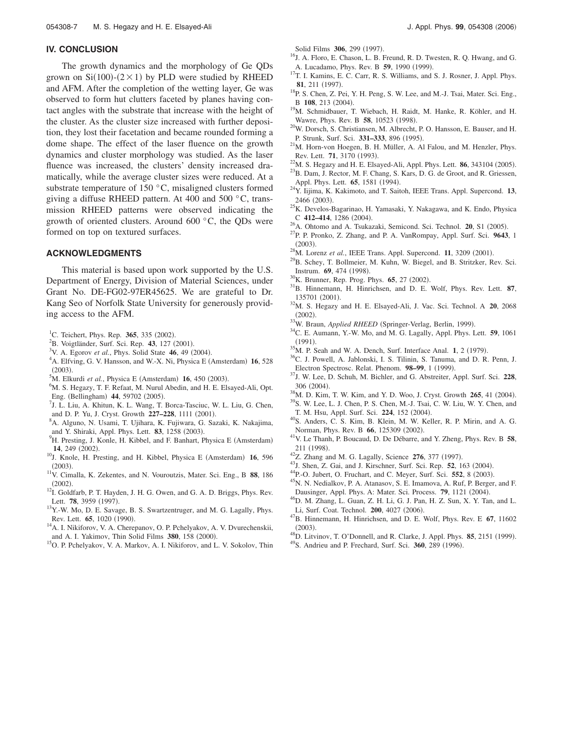## IV. CONCLUSION

The growth dynamics and the morphology of Ge QDs grown on Si(100)-(2×1) by PLD were studied by RHEED and AFM. After the completion of the wetting layer, Ge was observed to form hut clutters faceted by planes having contact angles with the substrate that increase with the height of the cluster. As the cluster size increased with further deposition, they lost their facetation and became rounded forming a dome shape. The effect of the laser fluence on the growth dynamics and cluster morphology was studied. As the laser fluence was increased, the clusters' density increased dramatically, while the average cluster sizes were reduced. At a substrate temperature of 150 °C, misaligned clusters formed giving a diffuse RHEED pattern. At 400 and 500 °C, transmission RHEED patterns were observed indicating the growth of oriented clusters. Around 600 °C, the QDs were formed on top on textured surfaces.

## ACKNOWLEDGMENTS

This material is based upon work supported by the U.S. Department of Energy, Division of Material Sciences, under Grant No. DE-FG02-97ER45625. We are grateful to Dr. Kang Seo of Norfolk State University for generously providing access to the AFM.

[1] C. Teichert, Phys. Rep. **365**, 335 (2002).
[2] B. Voigtländer, Surf. Sci. Rep. **43**, 127 (2001).
[3] V. A. Egorov *et al.*, Phys. Solid State **46**, 49 (2004).
[4] A. Elfving, G. V. Hansson, and W.-X. Ni, Physica E (Amsterdam) **16**, 528 (2003).
[5] M. Elkurdi *et al.*, Physica E (Amsterdam) **16**, 450 (2003).
[6] M. S. Hegazy, T. F. Refaat, M. Nurul Abedin, and H. E. Elsayed-Ali, Opt. Eng. (Bellingham) **44**, 59702 (2005).
[7] J. L. Liu, A. Khitun, K. L. Wang, T. Borca-Tasciuc, W. L. Liu, G. Chen, and D. P. Yu, J. Cryst. Growth **227–228**, 1111 (2001).
[8] A. Alguno, N. Usami, T. Ujihara, K. Fujiwara, G. Sazaki, K. Nakajima, and Y. Shiraki, Appl. Phys. Lett. **83**, 1258 (2003).
[9] H. Presting, J. Konle, H. Kibbel, and F. Banhart, Physica E (Amsterdam) **14**, 249 (2002).
[10] J. Knole, H. Presting, and H. Kibbel, Physica E (Amsterdam) **16**, 596 (2003).
[11] V. Cimalla, K. Zekentes, and N. Vouroutzis, Mater. Sci. Eng., B **88**, 186 (2002).
[12] I. Goldfarb, P. T. Hayden, J. H. G. Owen, and G. A. D. Briggs, Phys. Rev. Lett. **78**, 3959 (1997).
[13] Y.-W. Mo, D. E. Savage, B. S. Swartzentruger, and M. G. Lagally, Phys. Rev. Lett. **65**, 1020 (1990).
[14] A. I. Nikiforov, V. A. Cherepanov, O. P. Pchelyakov, A. V. Dvurechenskii, and A. I. Yakimov, Thin Solid Films **380**, 158 (2000).
[15] O. P. Pchelyakov, V. A. Markov, A. I. Nikiforov, and L. V. Sokolov, Thin Solid Films **306**, 299 (1997).
[16] J. A. Floro, E. Chason, L. B. Freund, R. D. Twesten, R. Q. Hwang, and G. A. Lucadamo, Phys. Rev. B **59**, 1990 (1999).
[17] T. I. Kamins, E. C. Carr, R. S. Williams, and S. J. Rosner, J. Appl. Phys. **81**, 211 (1997).
[18] P. S. Chen, Z. Pei, Y. H. Peng, S. W. Lee, and M.-J. Tsai, Mater. Sci. Eng., B **108**, 213 (2004).
[19] M. Schmidbauer, T. Wiebach, H. Raidt, M. Hanke, R. Köhler, and H. Wawre, Phys. Rev. B **58**, 10523 (1998).
[20] W. Dorsch, S. Christiansen, M. Albrecht, P. O. Hansson, E. Bauser, and H. P. Strunk, Surf. Sci. **331–333**, 896 (1995).
[21] M. Horn-von Hoegen, B. H. Müller, A. Al Falou, and M. Henzler, Phys. Rev. Lett. **71**, 3170 (1993).
[22] M. S. Hegazy and H. E. Elsayed-Ali, Appl. Phys. Lett. **86**, 343104 (2005).
[23] B. Dam, J. Rector, M. F. Chang, S. Kars, D. G. de Groot, and R. Griessen, Appl. Phys. Lett. **65**, 1581 (1994).
[24] Y. Iijima, K. Kakimoto, and T. Saitoh, IEEE Trans. Appl. Supercond. **13**, 2466 (2003).
[25] K. Develos-Bagarinao, H. Yamasaki, Y. Nakagawa, and K. Endo, Physica C **412–414**, 1286 (2004).
[26] A. Ohtomo and A. Tsukazaki, Semicond. Sci. Technol. **20**, S1 (2005).
[27] P. P. Pronko, Z. Zhang, and P. A. VanRompay, Appl. Surf. Sci. **9643**, 1 (2003).
[28] M. Lorenz *et al.*, IEEE Trans. Appl. Supercond. **11**, 3209 (2001).
[29] B. Schey, T. Bollmeier, M. Kuhn, W. Biegel, and B. Stritzker, Rev. Sci. Instrum. **69**, 474 (1998).
[30] K. Brunner, Rep. Prog. Phys. **65**, 27 (2002).
[31] B. Hinnemann, H. Hinrichsen, and D. E. Wolf, Phys. Rev. Lett. **87**, 135701 (2001).
[32] M. S. Hegazy and H. E. Elsayed-Ali, J. Vac. Sci. Technol. A **20**, 2068 (2002).
[33] W. Braun, *Applied RHEED* (Springer-Verlag, Berlin, 1999).
[34] C. E. Aumann, Y.-W. Mo, and M. G. Lagally, Appl. Phys. Lett. **59**, 1061 (1991).
[35] M. P. Seah and W. A. Dench, Surf. Interface Anal. **1**, 2 (1979).
[36] C. J. Powell, A. Jablonski, I. S. Tilinin, S. Tanuma, and D. R. Penn, J. Electron Spectrosc. Relat. Phenom. **98–99**, 1 (1999).
[37] J. W. Lee, D. Schuh, M. Bichler, and G. Abstreiter, Appl. Surf. Sci. **228**, 306 (2004).
[38] M. D. Kim, T. W. Kim, and Y. D. Woo, J. Cryst. Growth **265**, 41 (2004).
[39] S. W. Lee, L. J. Chen, P. S. Chen, M.-J. Tsai, C. W. Liu, W. Y. Chen, and T. M. Hsu, Appl. Surf. Sci. **224**, 152 (2004).
[40] S. Anders, C. S. Kim, B. Klein, M. W. Keller, R. P. Mirin, and A. G. Norman, Phys. Rev. B **66**, 125309 (2002).
[41] V. Le Thanh, P. Boucaud, D. De Débarre, and Y. Zheng, Phys. Rev. B **58**, 211 (1998).
[42] Z. Zhang and M. G. Lagally, Science **276**, 377 (1997).
[43] J. Shen, Z. Gai, and J. Kirschner, Surf. Sci. Rep. **52**, 163 (2004).
[44] P.-O. Jubert, O. Fruchart, and C. Meyer, Surf. Sci. **552**, 8 (2003).
[45] N. N. Nedialkov, P. A. Atanasov, S. E. Imamova, A. Ruf, P. Berger, and F. Dausinger, Appl. Phys. A: Mater. Sci. Process. **79**, 1121 (2004).
[46] D. M. Zhang, L. Guan, Z. H. Li, G. J. Pan, H. Z. Sun, X. Y. Tan, and L. Li, Surf. Coat. Technol. **200**, 4027 (2006).
[47] B. Hinnemann, H. Hinrichsen, and D. E. Wolf, Phys. Rev. E **67**, 11602 (2003).
[48] D. Litvinov, T. O'Donnell, and R. Clarke, J. Appl. Phys. **85**, 2151 (1999).
[49] S. Andrieu and P. Frechard, Surf. Sci. **360**, 289 (1996).